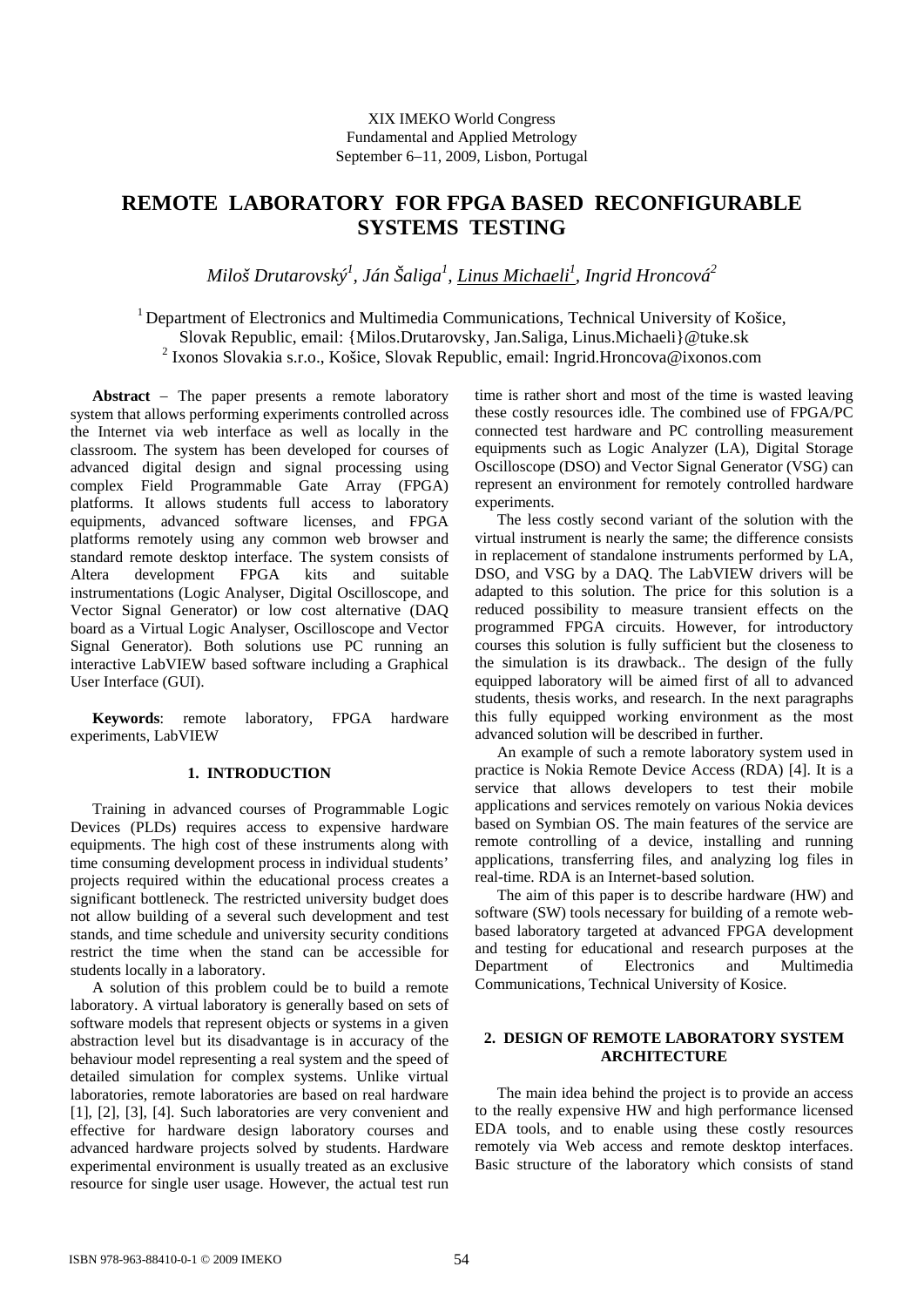XIX IMEKO World Congress
Fundamental and Applied Metrology
September 6−11, 2009, Lisbon, Portugal

# REMOTE LABORATORY FOR FPGA BASED RECONFIGURABLE SYSTEMS TESTING

*Miloš Drutarovský[1], Ján Šaliga[1], Linus Michaeli[1], Ingrid Hroncová[2]*

[1] Department of Electronics and Multimedia Communications, Technical University of Košice, Slovak Republic, email: {Milos.Drutarovsky, Jan.Saliga, Linus.Michaeli}@tuke.sk
[2] Ixonos Slovakia s.r.o., Košice, Slovak Republic, email: Ingrid.Hroncova@ixonos.com

**Abstract** − The paper presents a remote laboratory system that allows performing experiments controlled across the Internet via web interface as well as locally in the classroom. The system has been developed for courses of advanced digital design and signal processing using complex Field Programmable Gate Array (FPGA) platforms. It allows students full access to laboratory equipments, advanced software licenses, and FPGA platforms remotely using any common web browser and standard remote desktop interface. The system consists of Altera development FPGA kits and suitable instrumentations (Logic Analyser, Digital Oscilloscope, and Vector Signal Generator) or low cost alternative (DAQ board as a Virtual Logic Analyser, Oscilloscope and Vector Signal Generator). Both solutions use PC running an interactive LabVIEW based software including a Graphical User Interface (GUI).

**Keywords**: remote laboratory, FPGA hardware experiments, LabVIEW

## 1. INTRODUCTION

Training in advanced courses of Programmable Logic Devices (PLDs) requires access to expensive hardware equipments. The high cost of these instruments along with time consuming development process in individual students' projects required within the educational process creates a significant bottleneck. The restricted university budget does not allow building of a several such development and test stands, and time schedule and university security conditions restrict the time when the stand can be accessible for students locally in a laboratory.

A solution of this problem could be to build a remote laboratory. A virtual laboratory is generally based on sets of software models that represent objects or systems in a given abstraction level but its disadvantage is in accuracy of the behaviour model representing a real system and the speed of detailed simulation for complex systems. Unlike virtual laboratories, remote laboratories are based on real hardware [1], [2], [3], [4]. Such laboratories are very convenient and effective for hardware design laboratory courses and advanced hardware projects solved by students. Hardware experimental environment is usually treated as an exclusive resource for single user usage. However, the actual test run time is rather short and most of the time is wasted leaving these costly resources idle. The combined use of FPGA/PC connected test hardware and PC controlling measurement equipments such as Logic Analyzer (LA), Digital Storage Oscilloscope (DSO) and Vector Signal Generator (VSG) can represent an environment for remotely controlled hardware experiments.

The less costly second variant of the solution with the virtual instrument is nearly the same; the difference consists in replacement of standalone instruments performed by LA, DSO, and VSG by a DAQ. The LabVIEW drivers will be adapted to this solution. The price for this solution is a reduced possibility to measure transient effects on the programmed FPGA circuits. However, for introductory courses this solution is fully sufficient but the closeness to the simulation is its drawback.. The design of the fully equipped laboratory will be aimed first of all to advanced students, thesis works, and research. In the next paragraphs this fully equipped working environment as the most advanced solution will be described in further.

An example of such a remote laboratory system used in practice is Nokia Remote Device Access (RDA) [4]. It is a service that allows developers to test their mobile applications and services remotely on various Nokia devices based on Symbian OS. The main features of the service are remote controlling of a device, installing and running applications, transferring files, and analyzing log files in real-time. RDA is an Internet-based solution.

The aim of this paper is to describe hardware (HW) and software (SW) tools necessary for building of a remote web-based laboratory targeted at advanced FPGA development and testing for educational and research purposes at the Department of Electronics and Multimedia Communications, Technical University of Kosice.

## 2. DESIGN OF REMOTE LABORATORY SYSTEM ARCHITECTURE

The main idea behind the project is to provide an access to the really expensive HW and high performance licensed EDA tools, and to enable using these costly resources remotely via Web access and remote desktop interfaces. Basic structure of the laboratory which consists of stand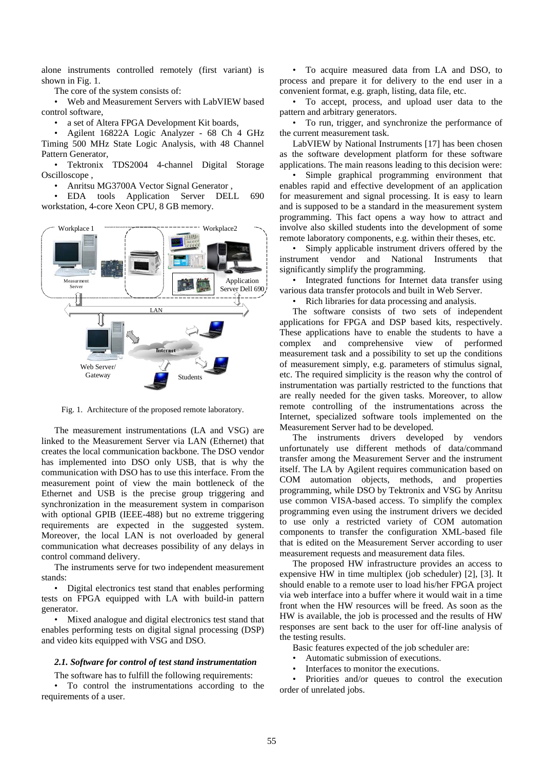alone instruments controlled remotely (first variant) is shown in Fig. 1.

The core of the system consists of:

- Web and Measurement Servers with LabVIEW based control software,
- a set of Altera FPGA Development Kit boards,
- Agilent 16822A Logic Analyzer - 68 Ch 4 GHz Timing 500 MHz State Logic Analysis, with 48 Channel Pattern Generator,
- Tektronix TDS2004 4-channel Digital Storage Oscilloscope ,
- Anritsu MG3700A Vector Signal Generator ,
- EDA tools Application Server DELL 690 workstation, 4-core Xeon CPU, 8 GB memory.

Fig. 1. Architecture of the proposed remote laboratory.

The measurement instrumentations (LA and VSG) are linked to the Measurement Server via LAN (Ethernet) that creates the local communication backbone. The DSO vendor has implemented into DSO only USB, that is why the communication with DSO has to use this interface. From the measurement point of view the main bottleneck of the Ethernet and USB is the precise group triggering and synchronization in the measurement system in comparison with optional GPIB (IEEE-488) but no extreme triggering requirements are expected in the suggested system. Moreover, the local LAN is not overloaded by general communication what decreases possibility of any delays in control command delivery.

The instruments serve for two independent measurement stands:

- Digital electronics test stand that enables performing tests on FPGA equipped with LA with build-in pattern generator.
- Mixed analogue and digital electronics test stand that enables performing tests on digital signal processing (DSP) and video kits equipped with VSG and DSO.

### *2.1. Software for control of test stand instrumentation*

The software has to fulfill the following requirements:

- To control the instrumentations according to the requirements of a user.
- To acquire measured data from LA and DSO, to process and prepare it for delivery to the end user in a convenient format, e.g. graph, listing, data file, etc.
- To accept, process, and upload user data to the pattern and arbitrary generators.
- To run, trigger, and synchronize the performance of the current measurement task.

LabVIEW by National Instruments [17] has been chosen as the software development platform for these software applications. The main reasons leading to this decision were:

- Simple graphical programming environment that enables rapid and effective development of an application for measurement and signal processing. It is easy to learn and is supposed to be a standard in the measurement system programming. This fact opens a way how to attract and involve also skilled students into the development of some remote laboratory components, e.g. within their theses, etc.
- Simply applicable instrument drivers offered by the instrument vendor and National Instruments that significantly simplify the programming.
- Integrated functions for Internet data transfer using various data transfer protocols and built in Web Server.
- Rich libraries for data processing and analysis.

The software consists of two sets of independent applications for FPGA and DSP based kits, respectively. These applications have to enable the students to have a complex and comprehensive view of performed measurement task and a possibility to set up the conditions of measurement simply, e.g. parameters of stimulus signal, etc. The required simplicity is the reason why the control of instrumentation was partially restricted to the functions that are really needed for the given tasks. Moreover, to allow remote controlling of the instrumentations across the Internet, specialized software tools implemented on the Measurement Server had to be developed.

The instruments drivers developed by vendors unfortunately use different methods of data/command transfer among the Measurement Server and the instrument itself. The LA by Agilent requires communication based on COM automation objects, methods, and properties programming, while DSO by Tektronix and VSG by Anritsu use common VISA-based access. To simplify the complex programming even using the instrument drivers we decided to use only a restricted variety of COM automation components to transfer the configuration XML-based file that is edited on the Measurement Server according to user measurement requests and measurement data files.

The proposed HW infrastructure provides an access to expensive HW in time multiplex (job scheduler) [2], [3]. It should enable to a remote user to load his/her FPGA project via web interface into a buffer where it would wait in a time front when the HW resources will be freed. As soon as the HW is available, the job is processed and the results of HW responses are sent back to the user for off-line analysis of the testing results.

Basic features expected of the job scheduler are:

- Automatic submission of executions.
- Interfaces to monitor the executions.
- Priorities and/or queues to control the execution order of unrelated jobs.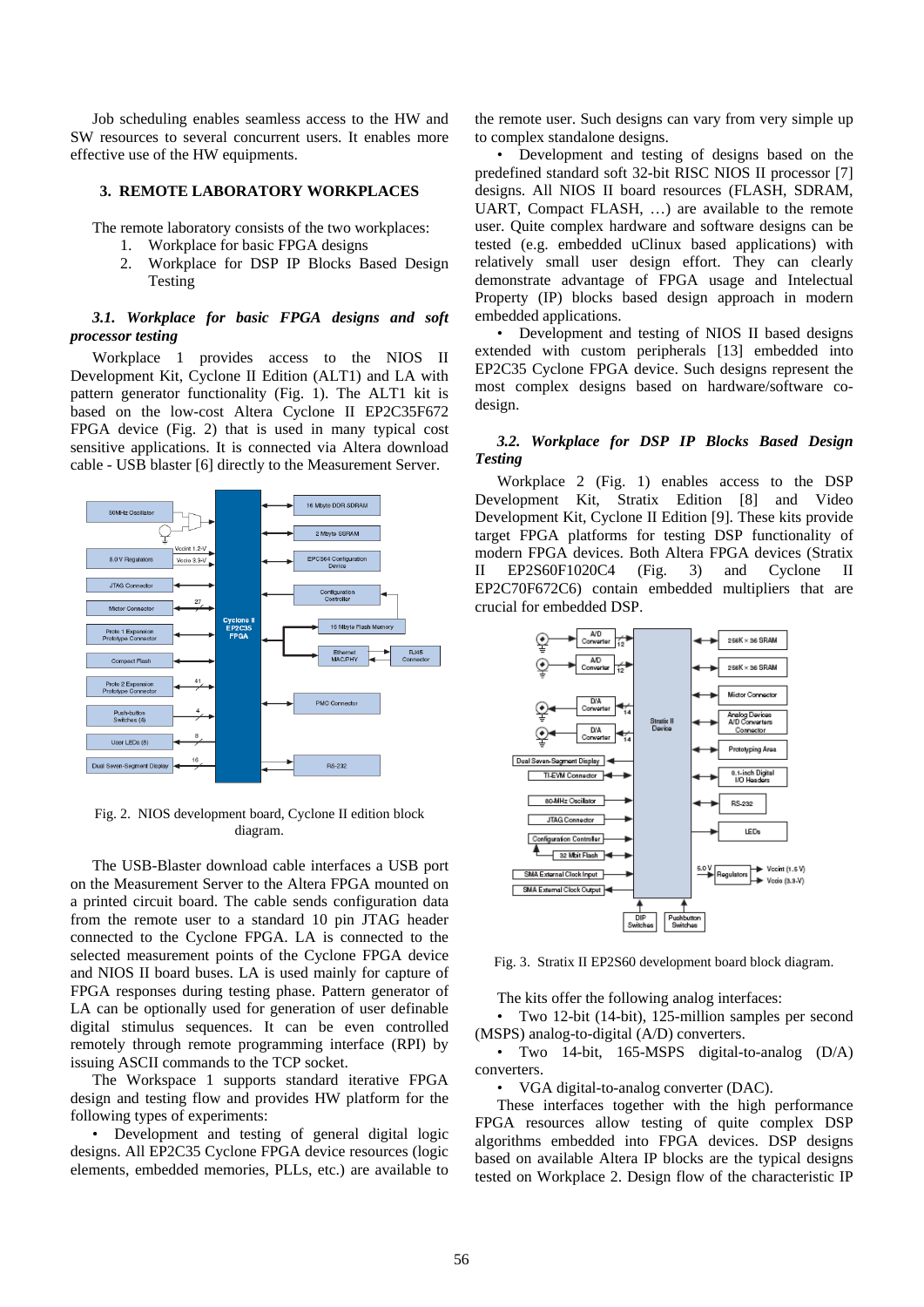Job scheduling enables seamless access to the HW and SW resources to several concurrent users. It enables more effective use of the HW equipments.

## 3. REMOTE LABORATORY WORKPLACES

The remote laboratory consists of the two workplaces:

1. Workplace for basic FPGA designs
2. Workplace for DSP IP Blocks Based Design Testing

### *3.1. Workplace for basic FPGA designs and soft processor testing*

Workplace 1 provides access to the NIOS II Development Kit, Cyclone II Edition (ALT1) and LA with pattern generator functionality (Fig. 1). The ALT1 kit is based on the low-cost Altera Cyclone II EP2C35F672 FPGA device (Fig. 2) that is used in many typical cost sensitive applications. It is connected via Altera download cable - USB blaster [6] directly to the Measurement Server.

Fig. 2. NIOS development board, Cyclone II edition block diagram.

The USB-Blaster download cable interfaces a USB port on the Measurement Server to the Altera FPGA mounted on a printed circuit board. The cable sends configuration data from the remote user to a standard 10 pin JTAG header connected to the Cyclone FPGA. LA is connected to the selected measurement points of the Cyclone FPGA device and NIOS II board buses. LA is used mainly for capture of FPGA responses during testing phase. Pattern generator of LA can be optionally used for generation of user definable digital stimulus sequences. It can be even controlled remotely through remote programming interface (RPI) by issuing ASCII commands to the TCP socket.

The Workspace 1 supports standard iterative FPGA design and testing flow and provides HW platform for the following types of experiments:

- Development and testing of general digital logic designs. All EP2C35 Cyclone FPGA device resources (logic elements, embedded memories, PLLs, etc.) are available to the remote user. Such designs can vary from very simple up to complex standalone designs.
- Development and testing of designs based on the predefined standard soft 32-bit RISC NIOS II processor [7] designs. All NIOS II board resources (FLASH, SDRAM, UART, Compact FLASH, …) are available to the remote user. Quite complex hardware and software designs can be tested (e.g. embedded uClinux based applications) with relatively small user design effort. They can clearly demonstrate advantage of FPGA usage and Intelectual Property (IP) blocks based design approach in modern embedded applications.
- Development and testing of NIOS II based designs extended with custom peripherals [13] embedded into EP2C35 Cyclone FPGA device. Such designs represent the most complex designs based on hardware/software co-design.

### *3.2. Workplace for DSP IP Blocks Based Design Testing*

Workplace 2 (Fig. 1) enables access to the DSP Development Kit, Stratix Edition [8] and Video Development Kit, Cyclone II Edition [9]. These kits provide target FPGA platforms for testing DSP functionality of modern FPGA devices. Both Altera FPGA devices (Stratix II EP2S60F1020C4 (Fig. 3) and Cyclone II EP2C70F672C6) contain embedded multipliers that are crucial for embedded DSP.

Fig. 3. Stratix II EP2S60 development board block diagram.

The kits offer the following analog interfaces:

- Two 12-bit (14-bit), 125-million samples per second (MSPS) analog-to-digital (A/D) converters.
- Two 14-bit, 165-MSPS digital-to-analog (D/A) converters.
- VGA digital-to-analog converter (DAC).

These interfaces together with the high performance FPGA resources allow testing of quite complex DSP algorithms embedded into FPGA devices. DSP designs based on available Altera IP blocks are the typical designs tested on Workplace 2. Design flow of the characteristic IP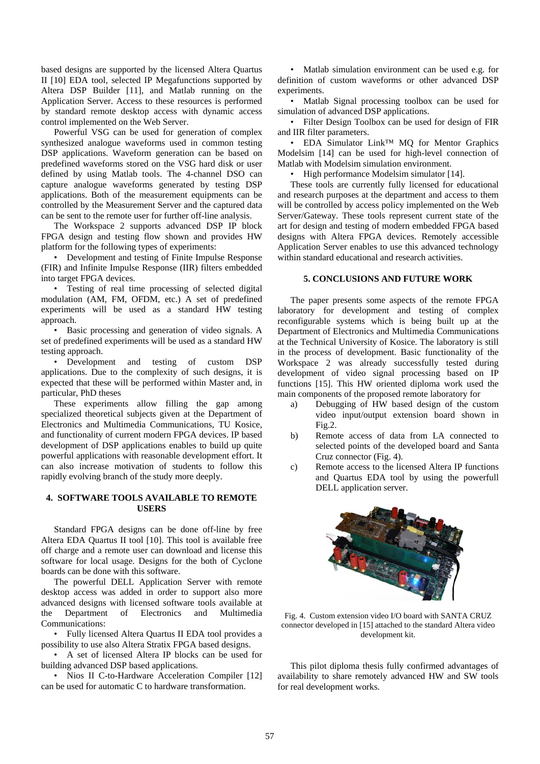based designs are supported by the licensed Altera Quartus II [10] EDA tool, selected IP Megafunctions supported by Altera DSP Builder [11], and Matlab running on the Application Server. Access to these resources is performed by standard remote desktop access with dynamic access control implemented on the Web Server.

Powerful VSG can be used for generation of complex synthesized analogue waveforms used in common testing DSP applications. Waveform generation can be based on predefined waveforms stored on the VSG hard disk or user defined by using Matlab tools. The 4-channel DSO can capture analogue waveforms generated by testing DSP applications. Both of the measurement equipments can be controlled by the Measurement Server and the captured data can be sent to the remote user for further off-line analysis.

The Workspace 2 supports advanced DSP IP block FPGA design and testing flow shown and provides HW platform for the following types of experiments:

- Development and testing of Finite Impulse Response (FIR) and Infinite Impulse Response (IIR) filters embedded into target FPGA devices.
- Testing of real time processing of selected digital modulation (AM, FM, OFDM, etc.) A set of predefined experiments will be used as a standard HW testing approach.
- Basic processing and generation of video signals. A set of predefined experiments will be used as a standard HW testing approach.
- Development and testing of custom DSP applications. Due to the complexity of such designs, it is expected that these will be performed within Master and, in particular, PhD theses

These experiments allow filling the gap among specialized theoretical subjects given at the Department of Electronics and Multimedia Communications, TU Kosice, and functionality of current modern FPGA devices. IP based development of DSP applications enables to build up quite powerful applications with reasonable development effort. It can also increase motivation of students to follow this rapidly evolving branch of the study more deeply.

## 4. SOFTWARE TOOLS AVAILABLE TO REMOTE USERS

Standard FPGA designs can be done off-line by free Altera EDA Quartus II tool [10]. This tool is available free off charge and a remote user can download and license this software for local usage. Designs for the both of Cyclone boards can be done with this software.

The powerful DELL Application Server with remote desktop access was added in order to support also more advanced designs with licensed software tools available at the Department of Electronics and Multimedia Communications:

- Fully licensed Altera Quartus II EDA tool provides a possibility to use also Altera Stratix FPGA based designs.
- A set of licensed Altera IP blocks can be used for building advanced DSP based applications.
- Nios II C-to-Hardware Acceleration Compiler [12] can be used for automatic C to hardware transformation.
- Matlab simulation environment can be used e.g. for definition of custom waveforms or other advanced DSP experiments.
- Matlab Signal processing toolbox can be used for simulation of advanced DSP applications.
- Filter Design Toolbox can be used for design of FIR and IIR filter parameters.
- EDA Simulator Link™ MQ for Mentor Graphics Modelsim [14] can be used for high-level connection of Matlab with Modelsim simulation environment.
- High performance Modelsim simulator [14].

These tools are currently fully licensed for educational and research purposes at the department and access to them will be controlled by access policy implemented on the Web Server/Gateway. These tools represent current state of the art for design and testing of modern embedded FPGA based designs with Altera FPGA devices. Remotely accessible Application Server enables to use this advanced technology within standard educational and research activities.

## 5. CONCLUSIONS AND FUTURE WORK

The paper presents some aspects of the remote FPGA laboratory for development and testing of complex reconfigurable systems which is being built up at the Department of Electronics and Multimedia Communications at the Technical University of Kosice. The laboratory is still in the process of development. Basic functionality of the Workspace 2 was already successfully tested during development of video signal processing based on IP functions [15]. This HW oriented diploma work used the main components of the proposed remote laboratory for

a) Debugging of HW based design of the custom video input/output extension board shown in Fig.2.
b) Remote access of data from LA connected to selected points of the developed board and Santa Cruz connector (Fig. 4).
c) Remote access to the licensed Altera IP functions and Quartus EDA tool by using the powerfull DELL application server.

Fig. 4. Custom extension video I/O board with SANTA CRUZ connector developed in [15] attached to the standard Altera video development kit.

This pilot diploma thesis fully confirmed advantages of availability to share remotely advanced HW and SW tools for real development works.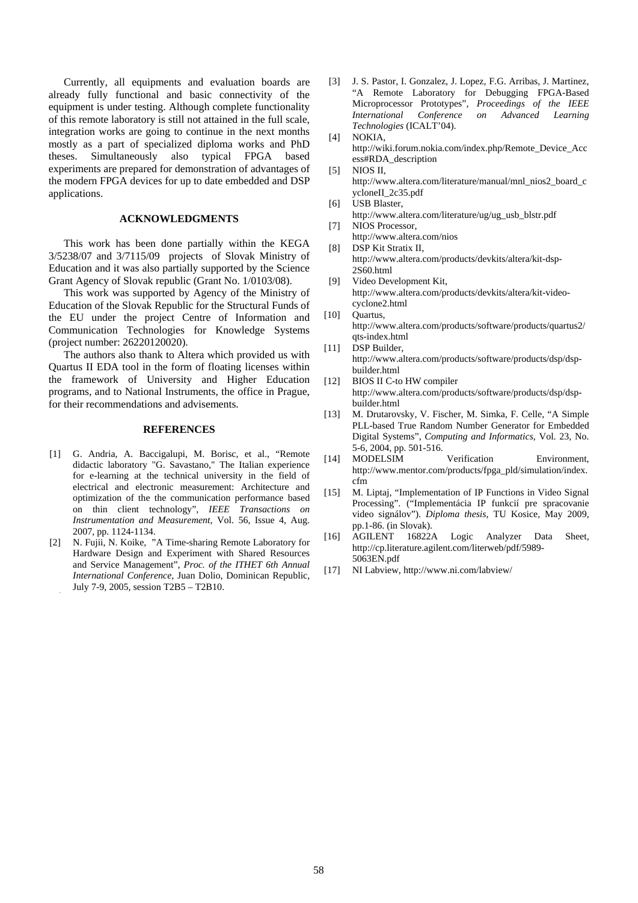Currently, all equipments and evaluation boards are already fully functional and basic connectivity of the equipment is under testing. Although complete functionality of this remote laboratory is still not attained in the full scale, integration works are going to continue in the next months mostly as a part of specialized diploma works and PhD theses. Simultaneously also typical FPGA based experiments are prepared for demonstration of advantages of the modern FPGA devices for up to date embedded and DSP applications.

## ACKNOWLEDGMENTS

This work has been done partially within the KEGA 3/5238/07 and 3/7115/09 projects of Slovak Ministry of Education and it was also partially supported by the Science Grant Agency of Slovak republic (Grant No. 1/0103/08).

This work was supported by Agency of the Ministry of Education of the Slovak Republic for the Structural Funds of the EU under the project Centre of Information and Communication Technologies for Knowledge Systems (project number: 26220120020).

The authors also thank to Altera which provided us with Quartus II EDA tool in the form of floating licenses within the framework of University and Higher Education programs, and to National Instruments, the office in Prague, for their recommendations and advisements.

## REFERENCES

[1] G. Andria, A. Baccigalupi, M. Borisc, et al., "Remote didactic laboratory "G. Savastano," The Italian experience for e-learning at the technical university in the field of electrical and electronic measurement: Architecture and optimization of the the communication performance based on thin client technology", *IEEE Transactions on Instrumentation and Measurement*, Vol. 56, Issue 4, Aug. 2007, pp. 1124-1134.

[2] N. Fujii, N. Koike, "A Time-sharing Remote Laboratory for Hardware Design and Experiment with Shared Resources and Service Management", *Proc. of the ITHET 6th Annual International Conference*, Juan Dolio, Dominican Republic, July 7-9, 2005, session T2B5 – T2B10.

[3] J. S. Pastor, I. Gonzalez, J. Lopez, F.G. Arribas, J. Martinez, "A Remote Laboratory for Debugging FPGA-Based Microprocessor Prototypes", *Proceedings of the IEEE International Conference on Advanced Learning Technologies* (ICALT'04).

[4] NOKIA, http://wiki.forum.nokia.com/index.php/Remote_Device_Access#RDA_description

[5] NIOS II, http://www.altera.com/literature/manual/mnl_nios2_board_cycloneII_2c35.pdf

[6] USB Blaster, http://www.altera.com/literature/ug/ug_usb_blstr.pdf

[7] NIOS Processor, http://www.altera.com/nios

[8] DSP Kit Stratix II, http://www.altera.com/products/devkits/altera/kit-dsp-2S60.html

[9] Video Development Kit, http://www.altera.com/products/devkits/altera/kit-video-cyclone2.html

[10] Quartus, http://www.altera.com/products/software/products/quartus2/qts-index.html

[11] DSP Builder, http://www.altera.com/products/software/products/dsp/dsp-builder.html

[12] BIOS II C-to HW compiler http://www.altera.com/products/software/products/dsp/dsp-builder.html

[13] M. Drutarovsky, V. Fischer, M. Simka, F. Celle, "A Simple PLL-based True Random Number Generator for Embedded Digital Systems", *Computing and Informatics*, Vol. 23, No. 5-6, 2004, pp. 501-516.

[14] MODELSIM Verification Environment, http://www.mentor.com/products/fpga_pld/simulation/index.cfm

[15] M. Liptaj, "Implementation of IP Functions in Video Signal Processing". ("Implementácia IP funkcií pre spracovanie video signálov"). *Diploma thesis*, TU Kosice, May 2009, pp.1-86. (in Slovak).

[16] AGILENT 16822A Logic Analyzer Data Sheet, http://cp.literature.agilent.com/literweb/pdf/5989-5063EN.pdf

[17] NI Labview, http://www.ni.com/labview/